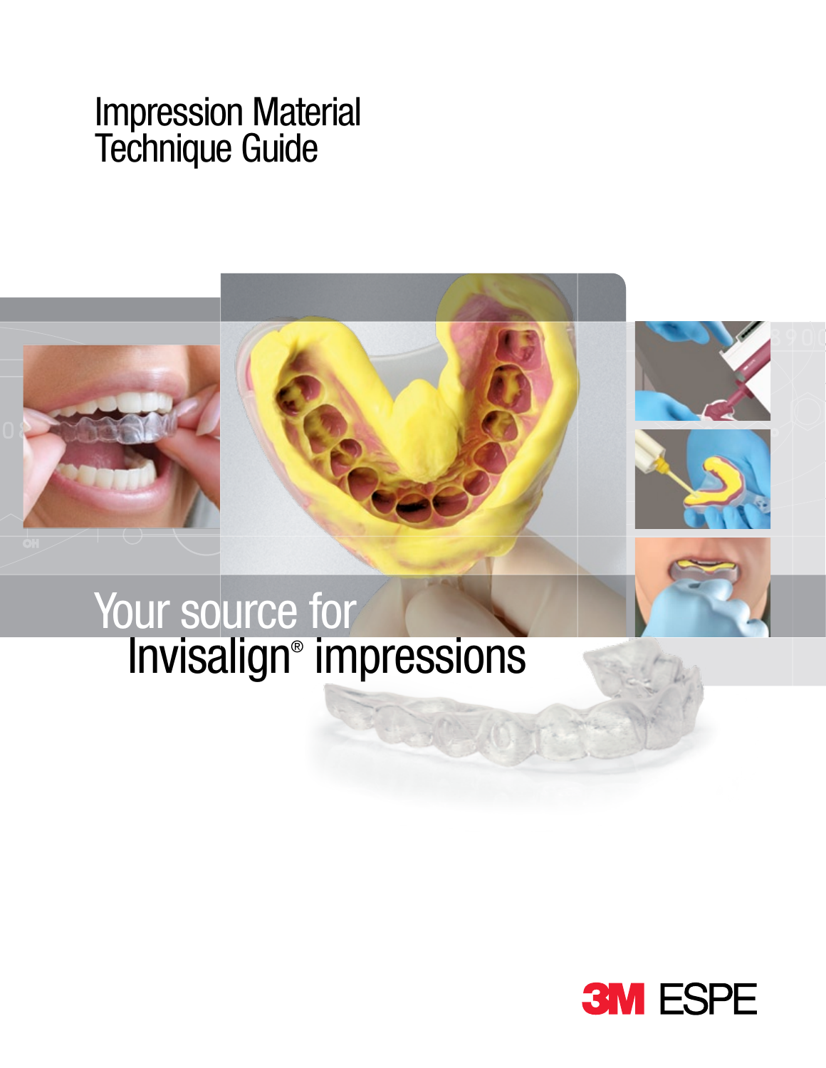# Impression Material Technique Guide

## Your source for Invisalign® impressions

3M ESPE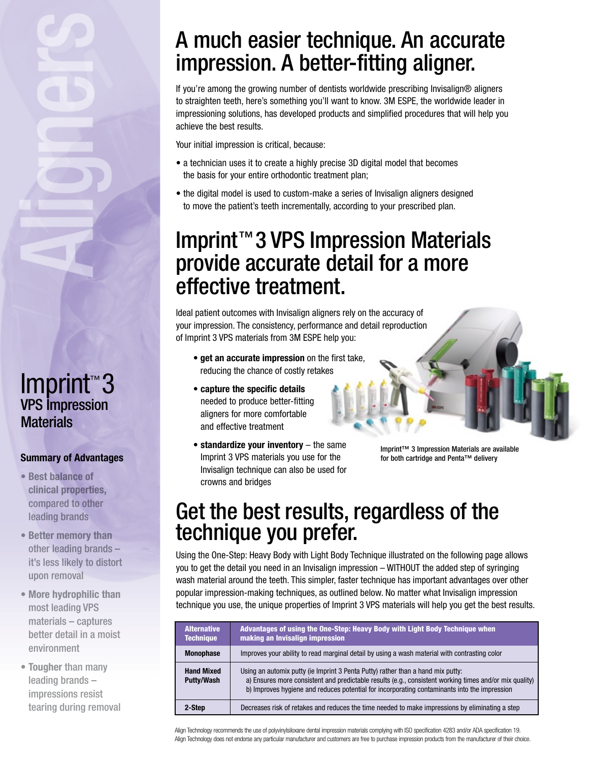# A much easier technique. An accurate impression. A better-fitting aligner.

If you're among the growing number of dentists worldwide prescribing Invisalign® aligners to straighten teeth, here's something you'll want to know. 3M ESPE, the worldwide leader in impressioning solutions, has developed products and simplified procedures that will help you achieve the best results.

Your initial impression is critical, because:

- a technician uses it to create a highly precise 3D digital model that becomes the basis for your entire orthodontic treatment plan;
- the digital model is used to custom-make a series of Invisalign aligners designed to move the patient's teeth incrementally, according to your prescribed plan.

# Imprint™ 3 VPS Impression Materials provide accurate detail for a more effective treatment.

Ideal patient outcomes with Invisalign aligners rely on the accuracy of your impression. The consistency, performance and detail reproduction of Imprint 3 VPS materials from 3M ESPE help you:

- **get an accurate impression** on the first take, reducing the chance of costly retakes
- **capture the specific details** needed to produce better-fitting aligners for more comfortable and effective treatment
- **standardize your inventory** – the same Imprint 3 VPS materials you use for the Invisalign technique can also be used for crowns and bridges

Imprint™ 3 Impression Materials are available for both cartridge and Penta™ delivery

# Get the best results, regardless of the technique you prefer.

Using the One-Step: Heavy Body with Light Body Technique illustrated on the following page allows you to get the detail you need in an Invisalign impression – WITHOUT the added step of syringing wash material around the teeth. This simpler, faster technique has important advantages over other popular impression-making techniques, as outlined below. No matter what Invisalign impression technique you use, the unique properties of Imprint 3 VPS materials will help you get the best results.

| Alternative Technique | Advantages of using the One-Step: Heavy Body with Light Body Technique when making an Invisalign impression |
|---|---|
| **Monophase** | Improves your ability to read marginal detail by using a wash material with contrasting color |
| **Hand Mixed Putty/Wash** | Using an automix putty (ie Imprint 3 Penta Putty) rather than a hand mix putty:<br>a) Ensures more consistent and predictable results (e.g., consistent working times and/or mix quality)<br>b) Improves hygiene and reduces potential for incorporating contaminants into the impression |
| **2-Step** | Decreases risk of retakes and reduces the time needed to make impressions by eliminating a step |

Align Technology recommends the use of polyvinylsiloxane dental impression materials complying with ISO specification 4283 and/or ADA specification 19. Align Technology does not endorse any particular manufacturer and customers are free to purchase impression products from the manufacturer of their choice.

## Aligners

## Imprint™ 3 VPS Impression Materials

### Summary of Advantages

- **Best balance of clinical properties,** compared to other leading brands
- **Better memory than** other leading brands – it's less likely to distort upon removal
- **More hydrophilic than** most leading VPS materials – captures better detail in a moist environment
- **Tougher** than many leading brands – impressions resist tearing during removal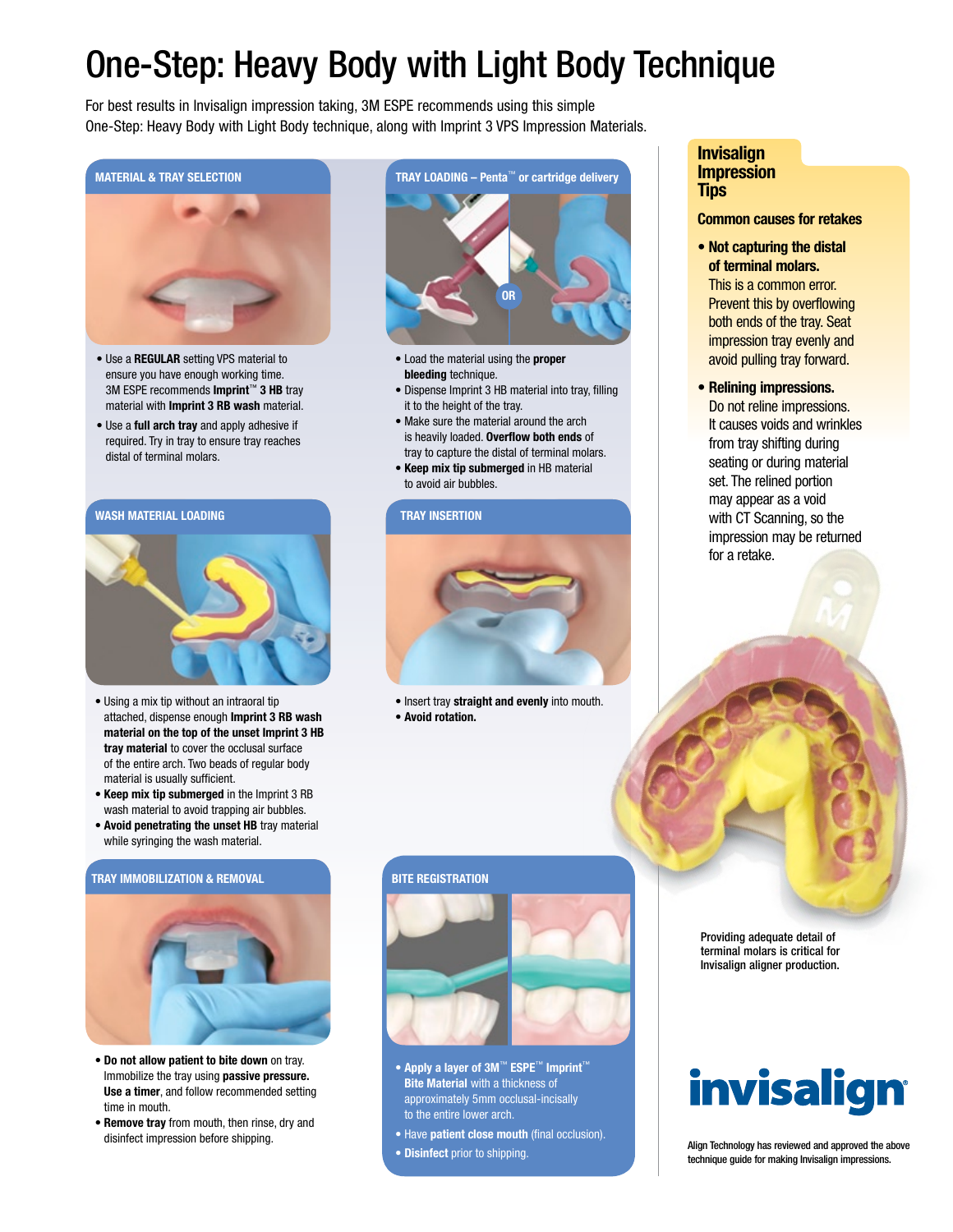# One-Step: Heavy Body with Light Body Technique

For best results in Invisalign impression taking, 3M ESPE recommends using this simple One-Step: Heavy Body with Light Body technique, along with Imprint 3 VPS Impression Materials.

## MATERIAL & TRAY SELECTION

- Use a **REGULAR** setting VPS material to ensure you have enough working time. 3M ESPE recommends **Imprint™ 3 HB** tray material with **Imprint 3 RB wash** material.
- Use a **full arch tray** and apply adhesive if required. Try in tray to ensure tray reaches distal of terminal molars.

## TRAY LOADING – Penta™ or cartridge delivery

OR

- Load the material using the **proper bleeding** technique.
- Dispense Imprint 3 HB material into tray, filling it to the height of the tray.
- Make sure the material around the arch is heavily loaded. **Overflow both ends** of tray to capture the distal of terminal molars.
- **Keep mix tip submerged** in HB material to avoid air bubbles.

## WASH MATERIAL LOADING

- Using a mix tip without an intraoral tip attached, dispense enough **Imprint 3 RB wash material on the top of the unset Imprint 3 HB tray material** to cover the occlusal surface of the entire arch. Two beads of regular body material is usually sufficient.
- **Keep mix tip submerged** in the Imprint 3 RB wash material to avoid trapping air bubbles.
- **Avoid penetrating the unset HB** tray material while syringing the wash material.

## TRAY INSERTION

- Insert tray **straight and evenly** into mouth.
- **Avoid rotation.**

## TRAY IMMOBILIZATION & REMOVAL

- **Do not allow patient to bite down** on tray. Immobilize the tray using **passive pressure. Use a timer**, and follow recommended setting time in mouth.
- **Remove tray** from mouth, then rinse, dry and disinfect impression before shipping.

## BITE REGISTRATION

- **Apply a layer of 3M™ ESPE™ Imprint™ Bite Material** with a thickness of approximately 5mm occlusal-incisally to the entire lower arch.
- Have **patient close mouth** (final occlusion).
- **Disinfect** prior to shipping.

## Invisalign Impression Tips

### Common causes for retakes

- **Not capturing the distal of terminal molars.** This is a common error. Prevent this by overflowing both ends of the tray. Seat impression tray evenly and avoid pulling tray forward.
- **Relining impressions.** Do not reline impressions. It causes voids and wrinkles from tray shifting during seating or during material set. The relined portion may appear as a void with CT Scanning, so the impression may be returned for a retake.

Providing adequate detail of terminal molars is critical for Invisalign aligner production.

**invisalign**

Align Technology has reviewed and approved the above technique guide for making Invisalign impressions.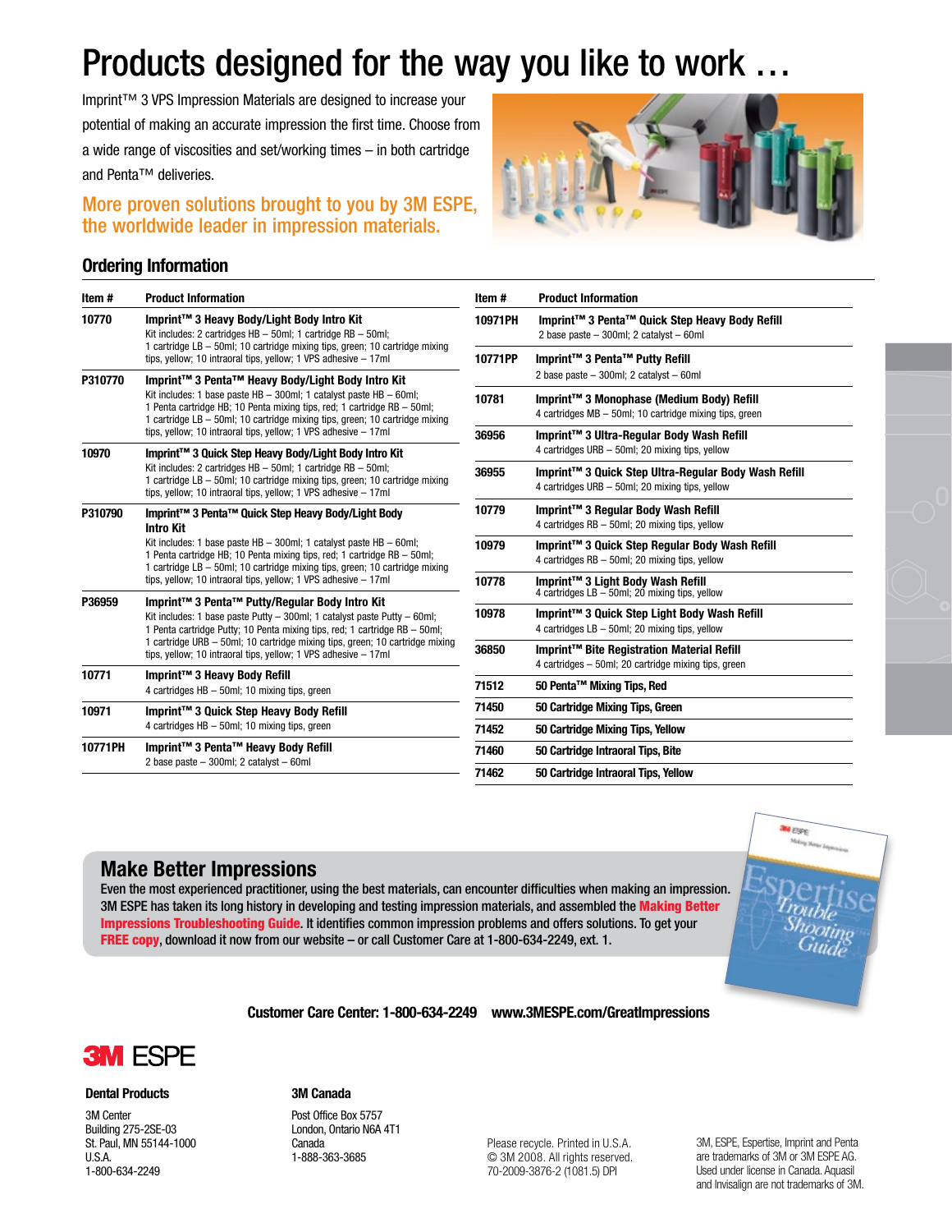# Products designed for the way you like to work …

Imprint™ 3 VPS Impression Materials are designed to increase your potential of making an accurate impression the first time. Choose from a wide range of viscosities and set/working times – in both cartridge and Penta™ deliveries.

**More proven solutions brought to you by 3M ESPE, the worldwide leader in impression materials.**

## Ordering Information

| Item # | Product Information |
|---|---|
| 10770 | **Imprint™ 3 Heavy Body/Light Body Intro Kit**<br>Kit includes: 2 cartridges HB – 50ml; 1 cartridge RB – 50ml; 1 cartridge LB – 50ml; 10 cartridge mixing tips, green; 10 cartridge mixing tips, yellow; 10 intraoral tips, yellow; 1 VPS adhesive – 17ml |
| P310770 | **Imprint™ 3 Penta™ Heavy Body/Light Body Intro Kit**<br>Kit includes: 1 base paste HB – 300ml; 1 catalyst paste HB – 60ml; 1 Penta cartridge HB; 10 Penta mixing tips, red; 1 cartridge RB – 50ml; 1 cartridge LB – 50ml; 10 cartridge mixing tips, green; 10 cartridge mixing tips, yellow; 10 intraoral tips, yellow; 1 VPS adhesive – 17ml |
| 10970 | **Imprint™ 3 Quick Step Heavy Body/Light Body Intro Kit**<br>Kit includes: 2 cartridges HB – 50ml; 1 cartridge RB – 50ml; 1 cartridge LB – 50ml; 10 cartridge mixing tips, green; 10 cartridge mixing tips, yellow; 10 intraoral tips, yellow; 1 VPS adhesive – 17ml |
| P310790 | **Imprint™ 3 Penta™ Quick Step Heavy Body/Light Body Intro Kit**<br>Kit includes: 1 base paste HB – 300ml; 1 catalyst paste HB – 60ml; 1 Penta cartridge HB; 10 Penta mixing tips, red; 1 cartridge RB – 50ml; 1 cartridge LB – 50ml; 10 cartridge mixing tips, green; 10 cartridge mixing tips, yellow; 10 intraoral tips, yellow; 1 VPS adhesive – 17ml |
| P36959 | **Imprint™ 3 Penta™ Putty/Regular Body Intro Kit**<br>Kit includes: 1 base paste Putty – 300ml; 1 catalyst paste Putty – 60ml; 1 Penta cartridge Putty; 10 Penta mixing tips, red; 1 cartridge URB – 50ml; 10 cartridge mixing tips, green; 10 cartridge mixing tips, yellow; 10 intraoral tips, yellow; 1 VPS adhesive – 17ml |
| 10771 | **Imprint™ 3 Heavy Body Refill**<br>4 cartridges HB – 50ml; 10 mixing tips, green |
| 10971 | **Imprint™ 3 Quick Step Heavy Body Refill**<br>4 cartridges HB – 50ml; 10 mixing tips, green |
| 10771PH | **Imprint™ 3 Penta™ Heavy Body Refill**<br>2 base paste – 300ml; 2 catalyst – 60ml |
| 10971PH | **Imprint™ 3 Penta™ Quick Step Heavy Body Refill**<br>2 base paste – 300ml; 2 catalyst – 60ml |
| 10771PP | **Imprint™ 3 Penta™ Putty Refill**<br>2 base paste – 300ml; 2 catalyst – 60ml |
| 10781 | **Imprint™ 3 Monophase (Medium Body) Refill**<br>4 cartridges MB – 50ml; 10 cartridge mixing tips, green |
| 36956 | **Imprint™ 3 Ultra-Regular Body Wash Refill**<br>4 cartridges URB – 50ml; 20 mixing tips, yellow |
| 36955 | **Imprint™ 3 Quick Step Ultra-Regular Body Wash Refill**<br>4 cartridges URB – 50ml; 20 mixing tips, yellow |
| 10779 | **Imprint™ 3 Regular Body Wash Refill**<br>4 cartridges RB – 50ml; 20 mixing tips, yellow |
| 10979 | **Imprint™ 3 Quick Step Regular Body Wash Refill**<br>4 cartridges RB – 50ml; 20 mixing tips, yellow |
| 10778 | **Imprint™ 3 Light Body Wash Refill**<br>4 cartridges LB – 50ml; 20 mixing tips, yellow |
| 10978 | **Imprint™ 3 Quick Step Light Body Wash Refill**<br>4 cartridges LB – 50ml; 20 mixing tips, yellow |
| 36850 | **Imprint™ Bite Registration Material Refill**<br>4 cartridges – 50ml; 20 cartridge mixing tips, green |
| 71512 | **50 Penta™ Mixing Tips, Red** |
| 71450 | **50 Cartridge Mixing Tips, Green** |
| 71452 | **50 Cartridge Mixing Tips, Yellow** |
| 71460 | **50 Cartridge Intraoral Tips, Bite** |
| 71462 | **50 Cartridge Intraoral Tips, Yellow** |

## Make Better Impressions

Even the most experienced practitioner, using the best materials, can encounter difficulties when making an impression. 3M ESPE has taken its long history in developing and testing impression materials, and assembled the **Making Better Impressions Troubleshooting Guide**. It identifies common impression problems and offers solutions. To get your **FREE copy**, download it now from our website – or call Customer Care at 1-800-634-2249, ext. 1.

**Customer Care Center: 1-800-634-2249 www.3MESPE.com/GreatImpressions**

**3M ESPE**

**Dental Products**
3M Center
Building 275-2SE-03
St. Paul, MN 55144-1000
U.S.A.
1-800-634-2249

**3M Canada**
Post Office Box 5757
London, Ontario N6A 4T1
Canada
1-888-363-3685

Please recycle. Printed in U.S.A.
© 3M 2008. All rights reserved.
70-2009-3876-2 (1081.5) DPI

3M, ESPE, Espertise, Imprint and Penta are trademarks of 3M or 3M ESPE AG. Used under license in Canada. Aquasil and Invisalign are not trademarks of 3M.